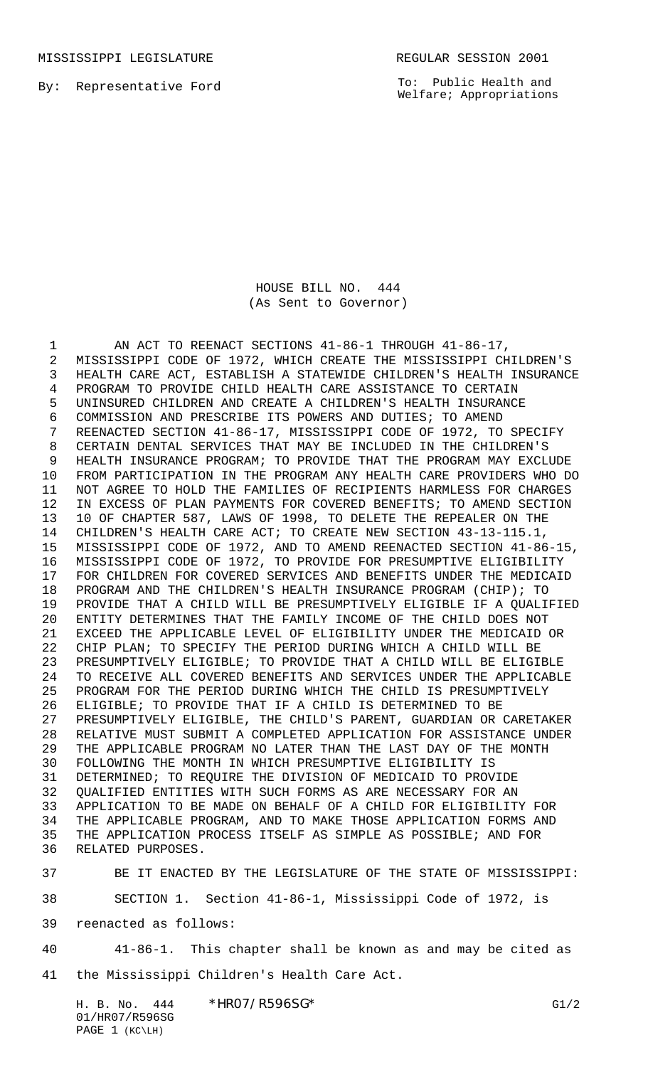MISSISSIPPI LEGISLATURE REGULAR SESSION 2001

By: Representative Ford

To: Public Health and Welfare; Appropriations

HOUSE BILL NO. 444
(As Sent to Governor)

AN ACT TO REENACT SECTIONS 41-86-1 THROUGH 41-86-17, MISSISSIPPI CODE OF 1972, WHICH CREATE THE MISSISSIPPI CHILDREN'S HEALTH CARE ACT, ESTABLISH A STATEWIDE CHILDREN'S HEALTH INSURANCE PROGRAM TO PROVIDE CHILD HEALTH CARE ASSISTANCE TO CERTAIN UNINSURED CHILDREN AND CREATE A CHILDREN'S HEALTH INSURANCE COMMISSION AND PRESCRIBE ITS POWERS AND DUTIES; TO AMEND REENACTED SECTION 41-86-17, MISSISSIPPI CODE OF 1972, TO SPECIFY CERTAIN DENTAL SERVICES THAT MAY BE INCLUDED IN THE CHILDREN'S HEALTH INSURANCE PROGRAM; TO PROVIDE THAT THE PROGRAM MAY EXCLUDE FROM PARTICIPATION IN THE PROGRAM ANY HEALTH CARE PROVIDERS WHO DO NOT AGREE TO HOLD THE FAMILIES OF RECIPIENTS HARMLESS FOR CHARGES IN EXCESS OF PLAN PAYMENTS FOR COVERED BENEFITS; TO AMEND SECTION 10 OF CHAPTER 587, LAWS OF 1998, TO DELETE THE REPEALER ON THE CHILDREN'S HEALTH CARE ACT; TO CREATE NEW SECTION 43-13-115.1, MISSISSIPPI CODE OF 1972, AND TO AMEND REENACTED SECTION 41-86-15, MISSISSIPPI CODE OF 1972, TO PROVIDE FOR PRESUMPTIVE ELIGIBILITY FOR CHILDREN FOR COVERED SERVICES AND BENEFITS UNDER THE MEDICAID PROGRAM AND THE CHILDREN'S HEALTH INSURANCE PROGRAM (CHIP); TO PROVIDE THAT A CHILD WILL BE PRESUMPTIVELY ELIGIBLE IF A QUALIFIED ENTITY DETERMINES THAT THE FAMILY INCOME OF THE CHILD DOES NOT EXCEED THE APPLICABLE LEVEL OF ELIGIBILITY UNDER THE MEDICAID OR CHIP PLAN; TO SPECIFY THE PERIOD DURING WHICH A CHILD WILL BE PRESUMPTIVELY ELIGIBLE; TO PROVIDE THAT A CHILD WILL BE ELIGIBLE TO RECEIVE ALL COVERED BENEFITS AND SERVICES UNDER THE APPLICABLE PROGRAM FOR THE PERIOD DURING WHICH THE CHILD IS PRESUMPTIVELY ELIGIBLE; TO PROVIDE THAT IF A CHILD IS DETERMINED TO BE PRESUMPTIVELY ELIGIBLE, THE CHILD'S PARENT, GUARDIAN OR CARETAKER RELATIVE MUST SUBMIT A COMPLETED APPLICATION FOR ASSISTANCE UNDER THE APPLICABLE PROGRAM NO LATER THAN THE LAST DAY OF THE MONTH FOLLOWING THE MONTH IN WHICH PRESUMPTIVE ELIGIBILITY IS DETERMINED; TO REQUIRE THE DIVISION OF MEDICAID TO PROVIDE QUALIFIED ENTITIES WITH SUCH FORMS AS ARE NECESSARY FOR AN APPLICATION TO BE MADE ON BEHALF OF A CHILD FOR ELIGIBILITY FOR THE APPLICABLE PROGRAM, AND TO MAKE THOSE APPLICATION FORMS AND THE APPLICATION PROCESS ITSELF AS SIMPLE AS POSSIBLE; AND FOR RELATED PURPOSES.

BE IT ENACTED BY THE LEGISLATURE OF THE STATE OF MISSISSIPPI:

SECTION 1. Section 41-86-1, Mississippi Code of 1972, is reenacted as follows:

41-86-1. This chapter shall be known as and may be cited as the Mississippi Children's Health Care Act.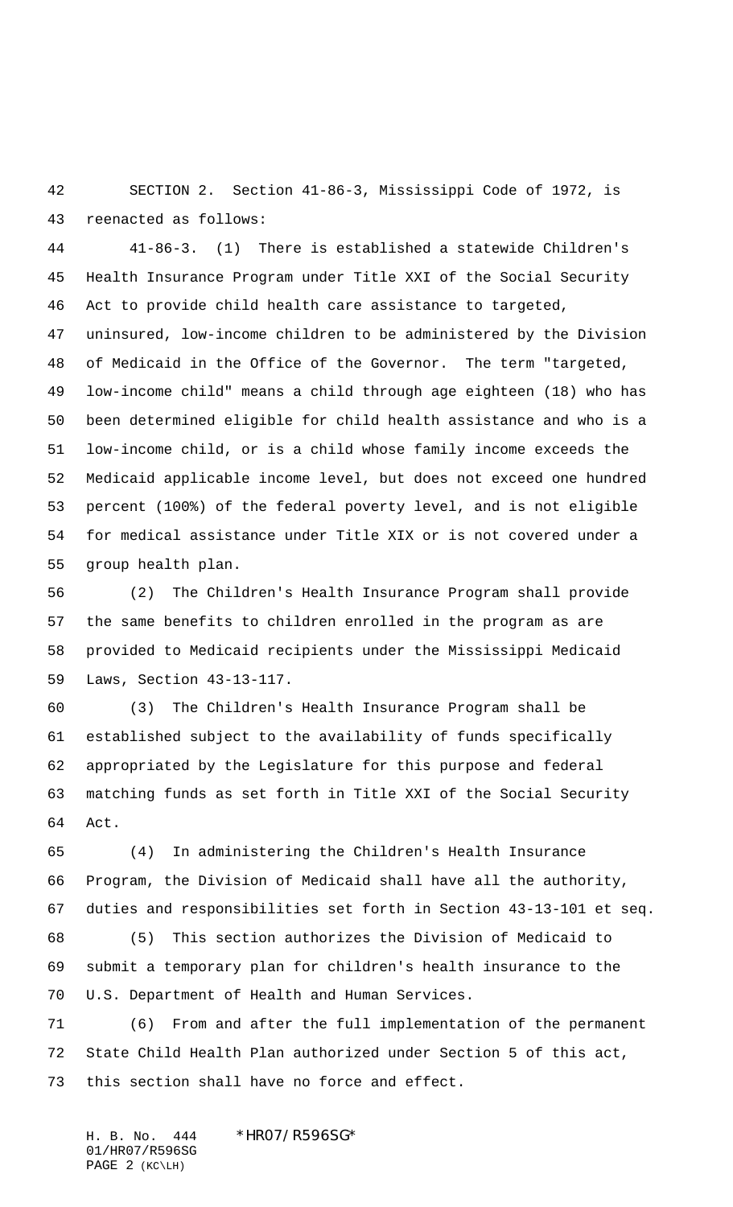SECTION 2. Section 41-86-3, Mississippi Code of 1972, is reenacted as follows:

41-86-3. (1) There is established a statewide Children's Health Insurance Program under Title XXI of the Social Security Act to provide child health care assistance to targeted, uninsured, low-income children to be administered by the Division of Medicaid in the Office of the Governor. The term "targeted, low-income child" means a child through age eighteen (18) who has been determined eligible for child health assistance and who is a low-income child, or is a child whose family income exceeds the Medicaid applicable income level, but does not exceed one hundred percent (100%) of the federal poverty level, and is not eligible for medical assistance under Title XIX or is not covered under a group health plan.

(2) The Children's Health Insurance Program shall provide the same benefits to children enrolled in the program as are provided to Medicaid recipients under the Mississippi Medicaid Laws, Section 43-13-117.

(3) The Children's Health Insurance Program shall be established subject to the availability of funds specifically appropriated by the Legislature for this purpose and federal matching funds as set forth in Title XXI of the Social Security Act.

(4) In administering the Children's Health Insurance Program, the Division of Medicaid shall have all the authority, duties and responsibilities set forth in Section 43-13-101 et seq.

(5) This section authorizes the Division of Medicaid to submit a temporary plan for children's health insurance to the U.S. Department of Health and Human Services.

(6) From and after the full implementation of the permanent State Child Health Plan authorized under Section 5 of this act, this section shall have no force and effect.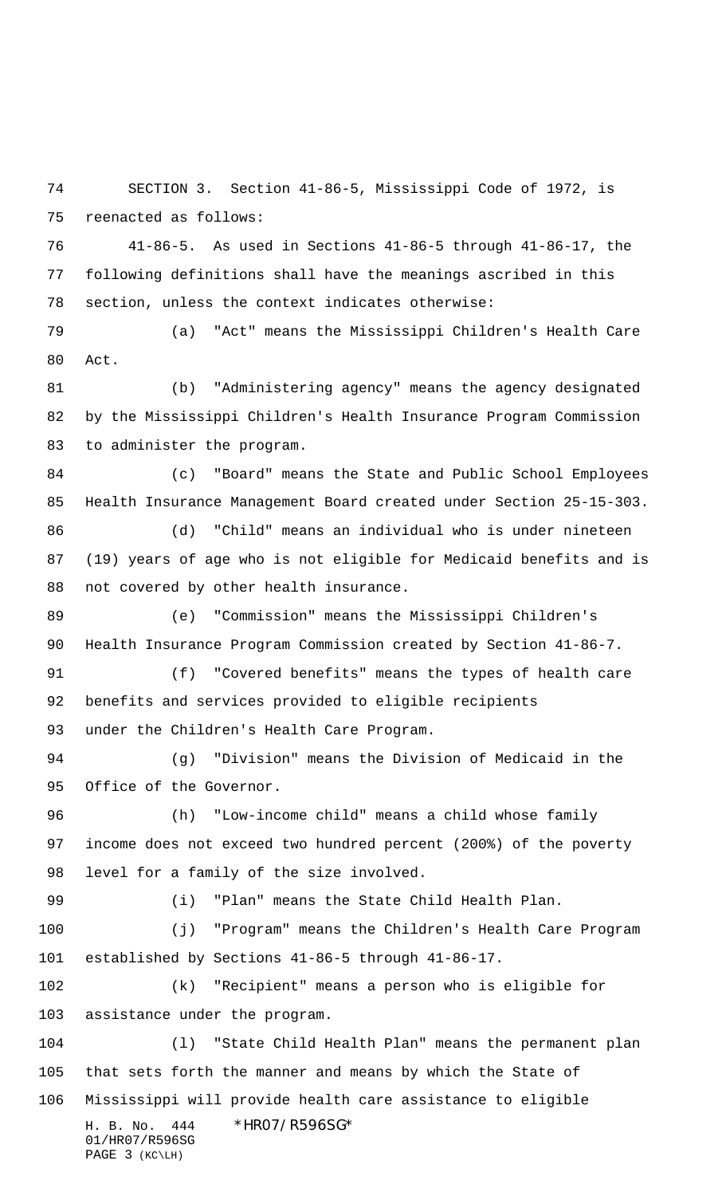SECTION 3. Section 41-86-5, Mississippi Code of 1972, is reenacted as follows:

41-86-5. As used in Sections 41-86-5 through 41-86-17, the following definitions shall have the meanings ascribed in this section, unless the context indicates otherwise:

(a) "Act" means the Mississippi Children's Health Care Act.

(b) "Administering agency" means the agency designated by the Mississippi Children's Health Insurance Program Commission to administer the program.

(c) "Board" means the State and Public School Employees Health Insurance Management Board created under Section 25-15-303.

(d) "Child" means an individual who is under nineteen (19) years of age who is not eligible for Medicaid benefits and is not covered by other health insurance.

(e) "Commission" means the Mississippi Children's Health Insurance Program Commission created by Section 41-86-7.

(f) "Covered benefits" means the types of health care benefits and services provided to eligible recipients under the Children's Health Care Program.

(g) "Division" means the Division of Medicaid in the Office of the Governor.

(h) "Low-income child" means a child whose family income does not exceed two hundred percent (200%) of the poverty level for a family of the size involved.

(i) "Plan" means the State Child Health Plan.

(j) "Program" means the Children's Health Care Program established by Sections 41-86-5 through 41-86-17.

(k) "Recipient" means a person who is eligible for assistance under the program.

(l) "State Child Health Plan" means the permanent plan that sets forth the manner and means by which the State of Mississippi will provide health care assistance to eligible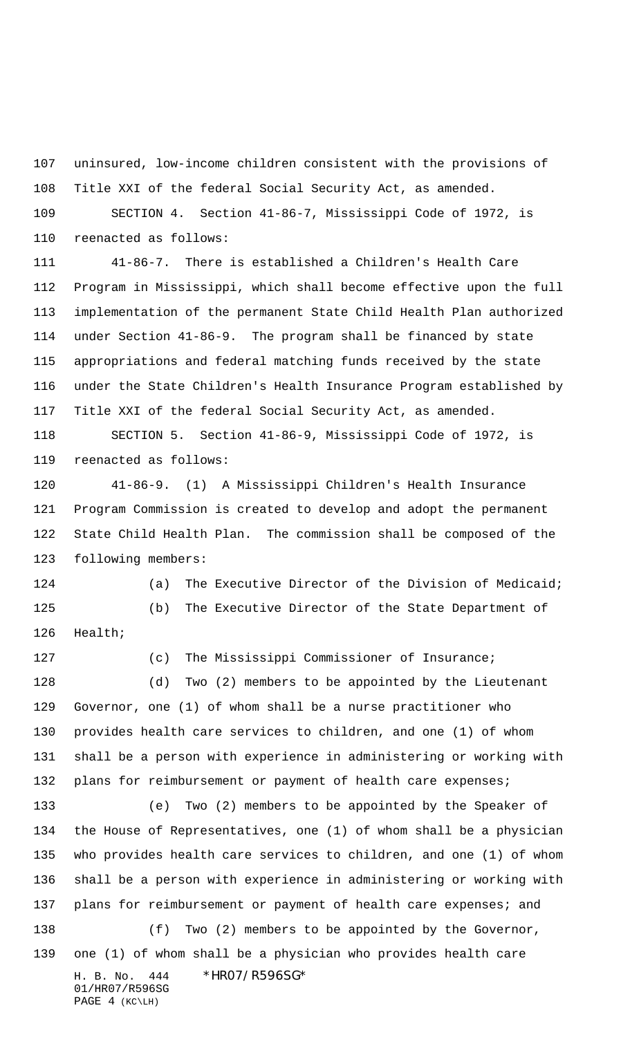uninsured, low-income children consistent with the provisions of Title XXI of the federal Social Security Act, as amended.

SECTION 4. Section 41-86-7, Mississippi Code of 1972, is reenacted as follows:

41-86-7. There is established a Children's Health Care Program in Mississippi, which shall become effective upon the full implementation of the permanent State Child Health Plan authorized under Section 41-86-9. The program shall be financed by state appropriations and federal matching funds received by the state under the State Children's Health Insurance Program established by Title XXI of the federal Social Security Act, as amended.

SECTION 5. Section 41-86-9, Mississippi Code of 1972, is reenacted as follows:

41-86-9. (1) A Mississippi Children's Health Insurance Program Commission is created to develop and adopt the permanent State Child Health Plan. The commission shall be composed of the following members:

(a) The Executive Director of the Division of Medicaid;

(b) The Executive Director of the State Department of Health;

(c) The Mississippi Commissioner of Insurance;

(d) Two (2) members to be appointed by the Lieutenant Governor, one (1) of whom shall be a nurse practitioner who provides health care services to children, and one (1) of whom shall be a person with experience in administering or working with plans for reimbursement or payment of health care expenses;

(e) Two (2) members to be appointed by the Speaker of the House of Representatives, one (1) of whom shall be a physician who provides health care services to children, and one (1) of whom shall be a person with experience in administering or working with plans for reimbursement or payment of health care expenses; and

(f) Two (2) members to be appointed by the Governor, one (1) of whom shall be a physician who provides health care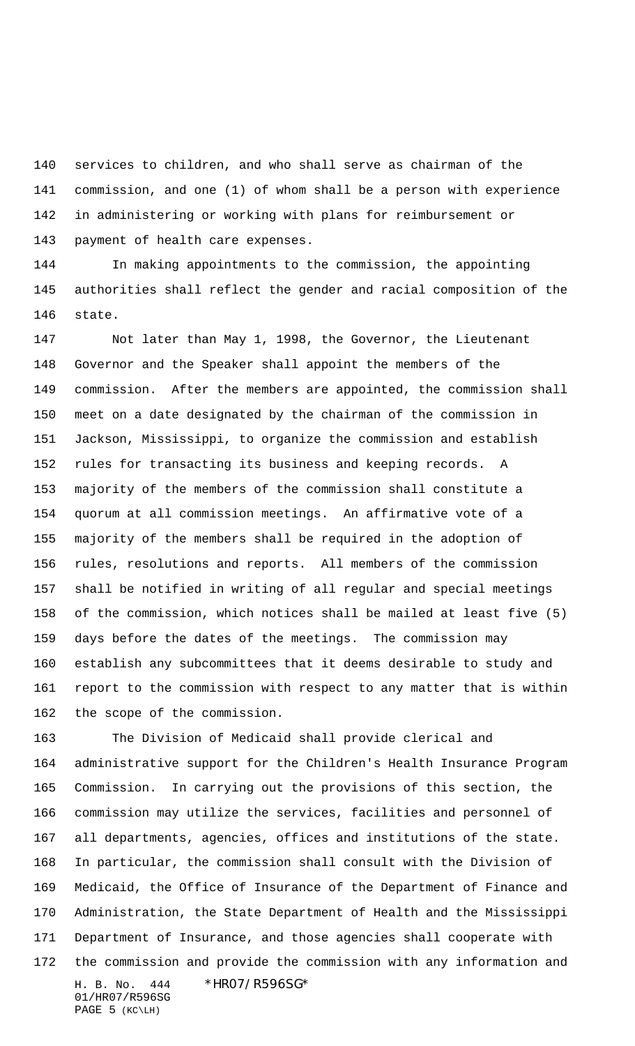services to children, and who shall serve as chairman of the commission, and one (1) of whom shall be a person with experience in administering or working with plans for reimbursement or payment of health care expenses.

In making appointments to the commission, the appointing authorities shall reflect the gender and racial composition of the state.

Not later than May 1, 1998, the Governor, the Lieutenant Governor and the Speaker shall appoint the members of the commission. After the members are appointed, the commission shall meet on a date designated by the chairman of the commission in Jackson, Mississippi, to organize the commission and establish rules for transacting its business and keeping records. A majority of the members of the commission shall constitute a quorum at all commission meetings. An affirmative vote of a majority of the members shall be required in the adoption of rules, resolutions and reports. All members of the commission shall be notified in writing of all regular and special meetings of the commission, which notices shall be mailed at least five (5) days before the dates of the meetings. The commission may establish any subcommittees that it deems desirable to study and report to the commission with respect to any matter that is within the scope of the commission.

The Division of Medicaid shall provide clerical and administrative support for the Children's Health Insurance Program Commission. In carrying out the provisions of this section, the commission may utilize the services, facilities and personnel of all departments, agencies, offices and institutions of the state. In particular, the commission shall consult with the Division of Medicaid, the Office of Insurance of the Department of Finance and Administration, the State Department of Health and the Mississippi Department of Insurance, and those agencies shall cooperate with the commission and provide the commission with any information and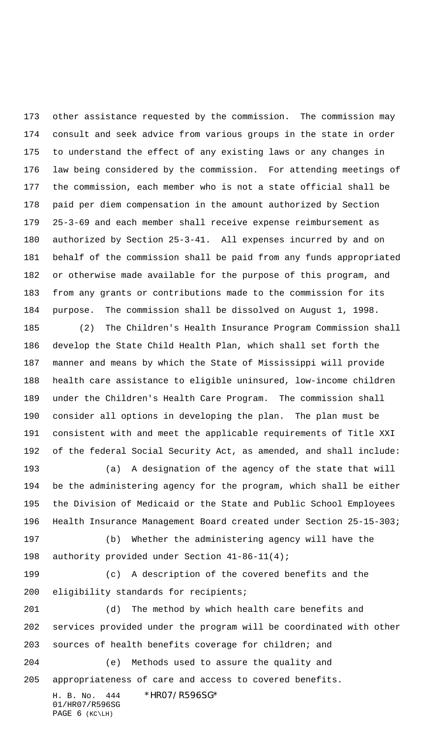other assistance requested by the commission. The commission may consult and seek advice from various groups in the state in order to understand the effect of any existing laws or any changes in law being considered by the commission. For attending meetings of the commission, each member who is not a state official shall be paid per diem compensation in the amount authorized by Section 25-3-69 and each member shall receive expense reimbursement as authorized by Section 25-3-41. All expenses incurred by and on behalf of the commission shall be paid from any funds appropriated or otherwise made available for the purpose of this program, and from any grants or contributions made to the commission for its purpose. The commission shall be dissolved on August 1, 1998.

(2) The Children's Health Insurance Program Commission shall develop the State Child Health Plan, which shall set forth the manner and means by which the State of Mississippi will provide health care assistance to eligible uninsured, low-income children under the Children's Health Care Program. The commission shall consider all options in developing the plan. The plan must be consistent with and meet the applicable requirements of Title XXI of the federal Social Security Act, as amended, and shall include:

(a) A designation of the agency of the state that will be the administering agency for the program, which shall be either the Division of Medicaid or the State and Public School Employees Health Insurance Management Board created under Section 25-15-303;

(b) Whether the administering agency will have the authority provided under Section 41-86-11(4);

(c) A description of the covered benefits and the eligibility standards for recipients;

(d) The method by which health care benefits and services provided under the program will be coordinated with other sources of health benefits coverage for children; and

(e) Methods used to assure the quality and appropriateness of care and access to covered benefits.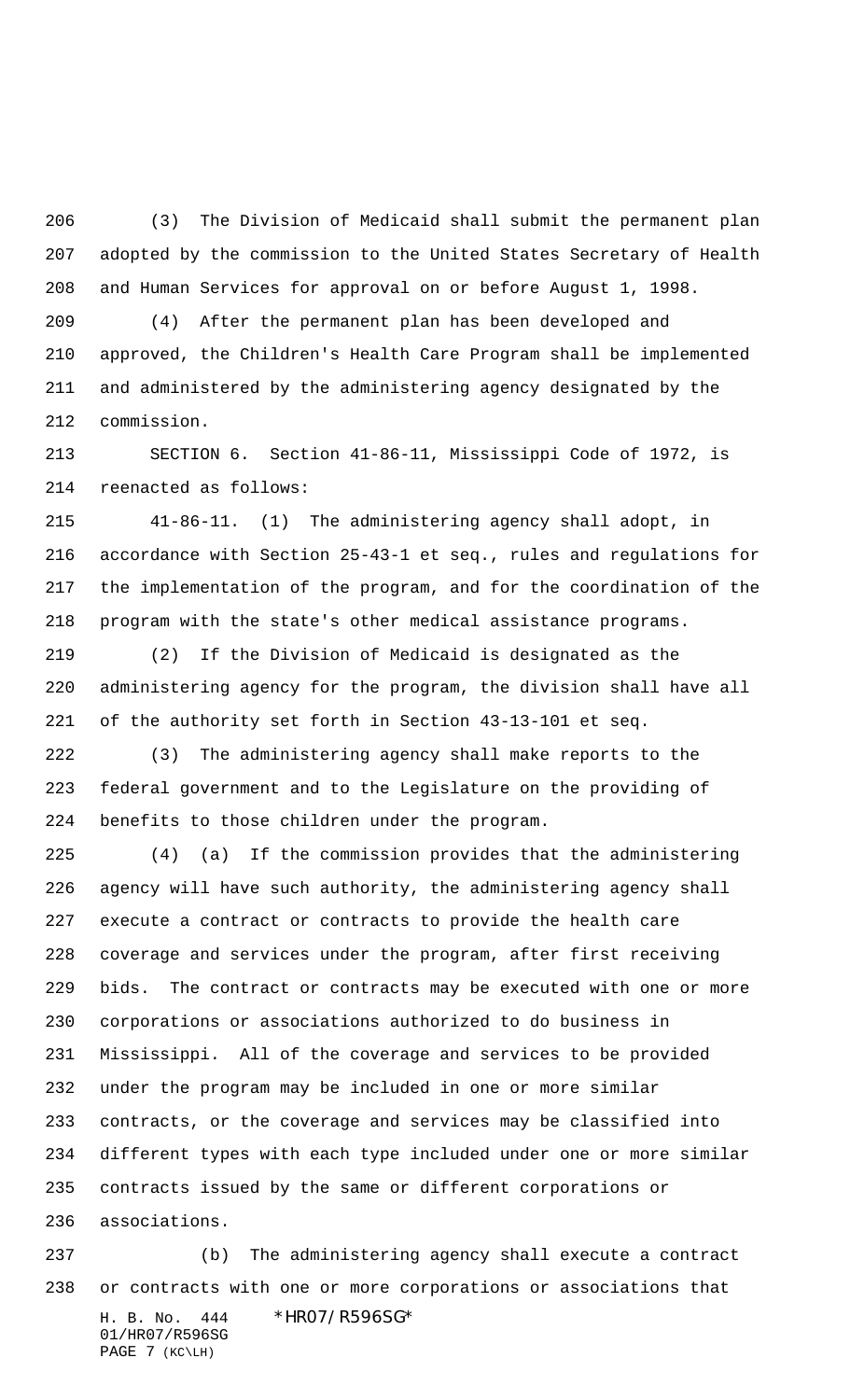(3) The Division of Medicaid shall submit the permanent plan adopted by the commission to the United States Secretary of Health and Human Services for approval on or before August 1, 1998.

(4) After the permanent plan has been developed and approved, the Children's Health Care Program shall be implemented and administered by the administering agency designated by the commission.

SECTION 6. Section 41-86-11, Mississippi Code of 1972, is reenacted as follows:

41-86-11. (1) The administering agency shall adopt, in accordance with Section 25-43-1 et seq., rules and regulations for the implementation of the program, and for the coordination of the program with the state's other medical assistance programs.

(2) If the Division of Medicaid is designated as the administering agency for the program, the division shall have all of the authority set forth in Section 43-13-101 et seq.

(3) The administering agency shall make reports to the federal government and to the Legislature on the providing of benefits to those children under the program.

(4) (a) If the commission provides that the administering agency will have such authority, the administering agency shall execute a contract or contracts to provide the health care coverage and services under the program, after first receiving bids. The contract or contracts may be executed with one or more corporations or associations authorized to do business in Mississippi. All of the coverage and services to be provided under the program may be included in one or more similar contracts, or the coverage and services may be classified into different types with each type included under one or more similar contracts issued by the same or different corporations or associations.

(b) The administering agency shall execute a contract or contracts with one or more corporations or associations that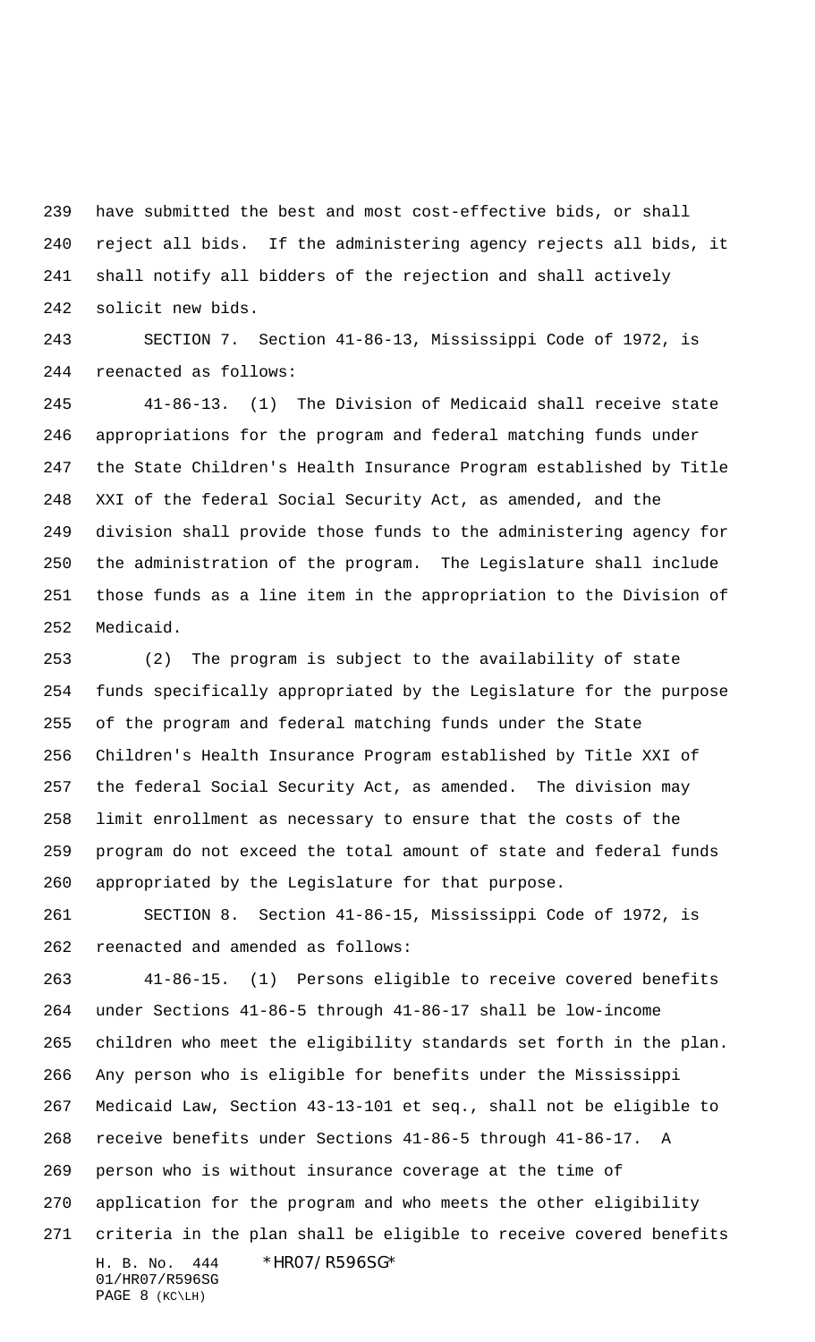have submitted the best and most cost-effective bids, or shall reject all bids. If the administering agency rejects all bids, it shall notify all bidders of the rejection and shall actively solicit new bids.

SECTION 7. Section 41-86-13, Mississippi Code of 1972, is reenacted as follows:

41-86-13. (1) The Division of Medicaid shall receive state appropriations for the program and federal matching funds under the State Children's Health Insurance Program established by Title XXI of the federal Social Security Act, as amended, and the division shall provide those funds to the administering agency for the administration of the program. The Legislature shall include those funds as a line item in the appropriation to the Division of Medicaid.

(2) The program is subject to the availability of state funds specifically appropriated by the Legislature for the purpose of the program and federal matching funds under the State Children's Health Insurance Program established by Title XXI of the federal Social Security Act, as amended. The division may limit enrollment as necessary to ensure that the costs of the program do not exceed the total amount of state and federal funds appropriated by the Legislature for that purpose.

SECTION 8. Section 41-86-15, Mississippi Code of 1972, is reenacted and amended as follows:

41-86-15. (1) Persons eligible to receive covered benefits under Sections 41-86-5 through 41-86-17 shall be low-income children who meet the eligibility standards set forth in the plan. Any person who is eligible for benefits under the Mississippi Medicaid Law, Section 43-13-101 et seq., shall not be eligible to receive benefits under Sections 41-86-5 through 41-86-17. A person who is without insurance coverage at the time of application for the program and who meets the other eligibility criteria in the plan shall be eligible to receive covered benefits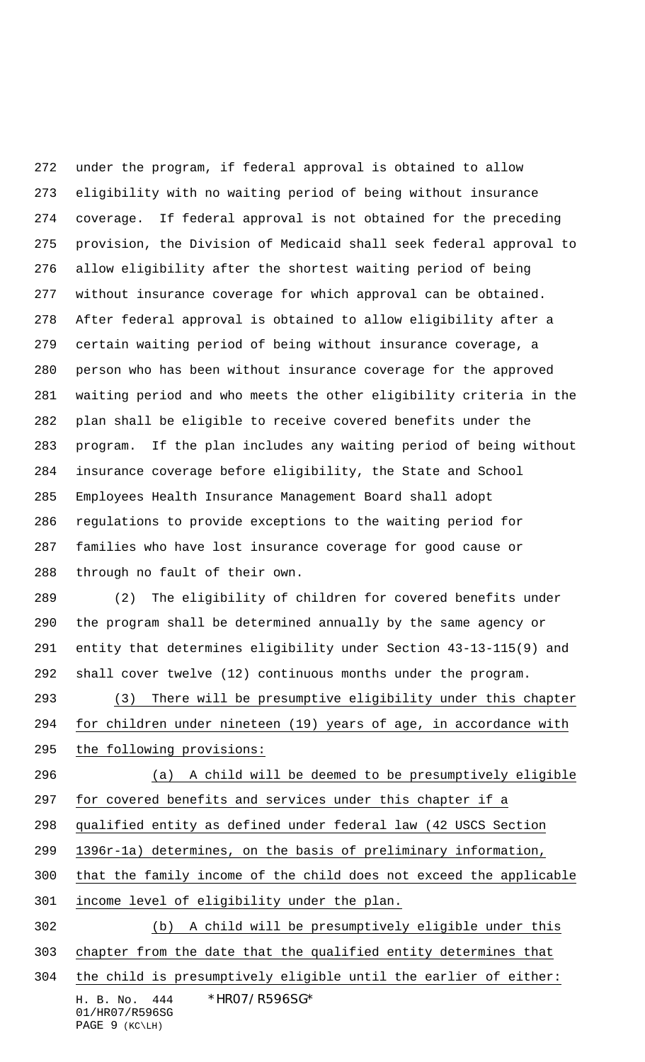under the program, if federal approval is obtained to allow eligibility with no waiting period of being without insurance coverage. If federal approval is not obtained for the preceding provision, the Division of Medicaid shall seek federal approval to allow eligibility after the shortest waiting period of being without insurance coverage for which approval can be obtained. After federal approval is obtained to allow eligibility after a certain waiting period of being without insurance coverage, a person who has been without insurance coverage for the approved waiting period and who meets the other eligibility criteria in the plan shall be eligible to receive covered benefits under the program. If the plan includes any waiting period of being without insurance coverage before eligibility, the State and School Employees Health Insurance Management Board shall adopt regulations to provide exceptions to the waiting period for families who have lost insurance coverage for good cause or through no fault of their own.

(2) The eligibility of children for covered benefits under the program shall be determined annually by the same agency or entity that determines eligibility under Section 43-13-115(9) and shall cover twelve (12) continuous months under the program.

(3) There will be presumptive eligibility under this chapter for children under nineteen (19) years of age, in accordance with the following provisions:

(a) A child will be deemed to be presumptively eligible for covered benefits and services under this chapter if a qualified entity as defined under federal law (42 USCS Section 1396r-1a) determines, on the basis of preliminary information, that the family income of the child does not exceed the applicable income level of eligibility under the plan.

(b) A child will be presumptively eligible under this chapter from the date that the qualified entity determines that the child is presumptively eligible until the earlier of either: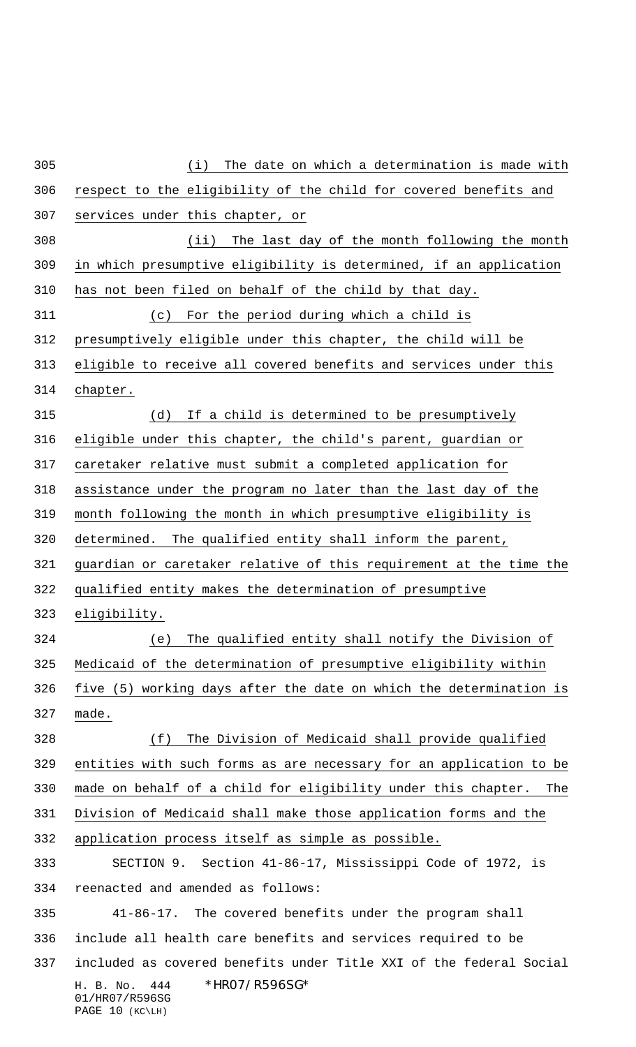(i) The date on which a determination is made with respect to the eligibility of the child for covered benefits and services under this chapter, or

(ii) The last day of the month following the month in which presumptive eligibility is determined, if an application has not been filed on behalf of the child by that day.

(c) For the period during which a child is presumptively eligible under this chapter, the child will be eligible to receive all covered benefits and services under this chapter.

(d) If a child is determined to be presumptively eligible under this chapter, the child's parent, guardian or caretaker relative must submit a completed application for assistance under the program no later than the last day of the month following the month in which presumptive eligibility is determined. The qualified entity shall inform the parent, guardian or caretaker relative of this requirement at the time the qualified entity makes the determination of presumptive eligibility.

(e) The qualified entity shall notify the Division of Medicaid of the determination of presumptive eligibility within five (5) working days after the date on which the determination is made.

(f) The Division of Medicaid shall provide qualified entities with such forms as are necessary for an application to be made on behalf of a child for eligibility under this chapter. The Division of Medicaid shall make those application forms and the application process itself as simple as possible.

SECTION 9. Section 41-86-17, Mississippi Code of 1972, is reenacted and amended as follows:

41-86-17. The covered benefits under the program shall include all health care benefits and services required to be included as covered benefits under Title XXI of the federal Social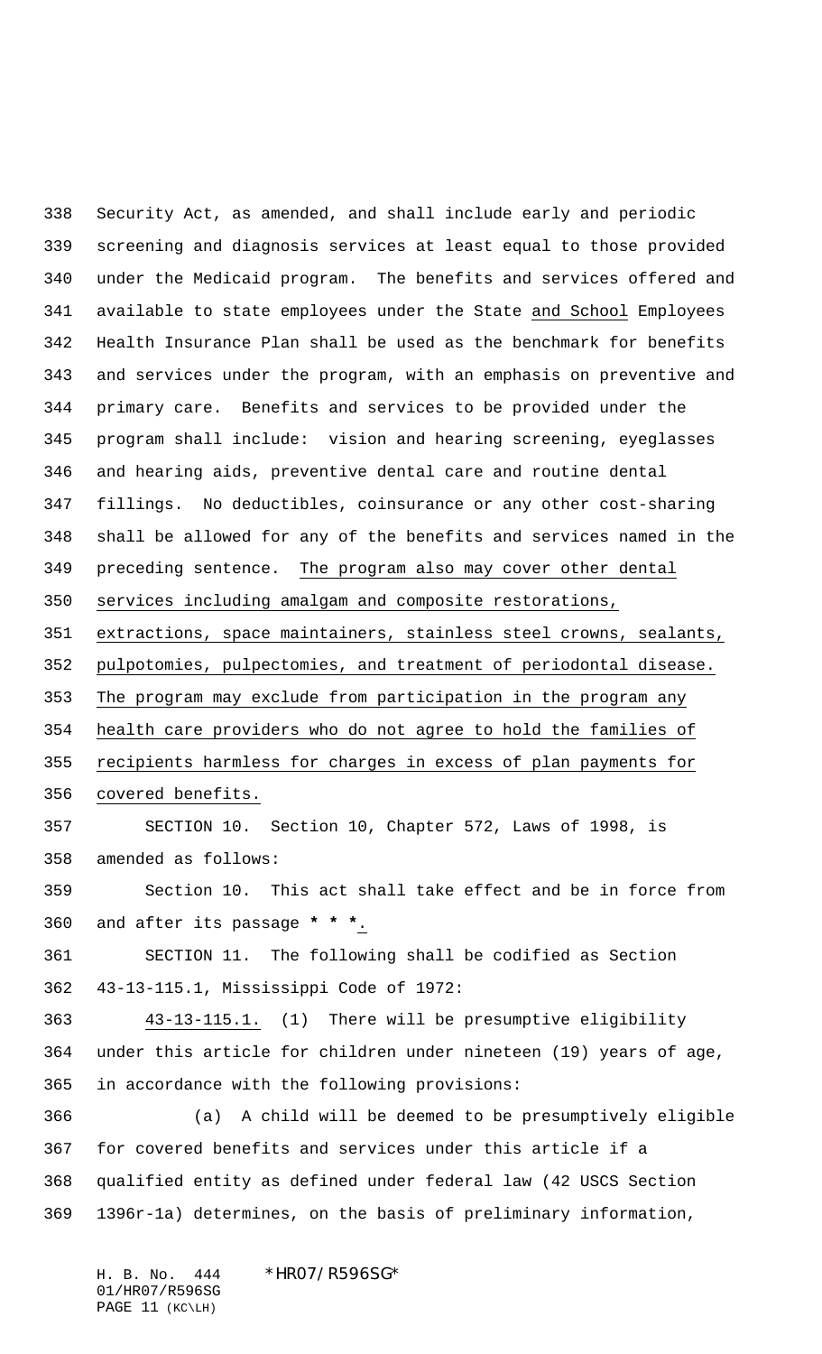Security Act, as amended, and shall include early and periodic screening and diagnosis services at least equal to those provided under the Medicaid program. The benefits and services offered and available to state employees under the State and School Employees Health Insurance Plan shall be used as the benchmark for benefits and services under the program, with an emphasis on preventive and primary care. Benefits and services to be provided under the program shall include: vision and hearing screening, eyeglasses and hearing aids, preventive dental care and routine dental fillings. No deductibles, coinsurance or any other cost-sharing shall be allowed for any of the benefits and services named in the preceding sentence. The program also may cover other dental services including amalgam and composite restorations, extractions, space maintainers, stainless steel crowns, sealants, pulpotomies, pulpectomies, and treatment of periodontal disease. The program may exclude from participation in the program any health care providers who do not agree to hold the families of recipients harmless for charges in excess of plan payments for covered benefits.

SECTION 10. Section 10, Chapter 572, Laws of 1998, is amended as follows:

Section 10. This act shall take effect and be in force from and after its passage * * *.

SECTION 11. The following shall be codified as Section 43-13-115.1, Mississippi Code of 1972:

43-13-115.1. (1) There will be presumptive eligibility under this article for children under nineteen (19) years of age, in accordance with the following provisions:

(a) A child will be deemed to be presumptively eligible for covered benefits and services under this article if a qualified entity as defined under federal law (42 USCS Section 1396r-1a) determines, on the basis of preliminary information,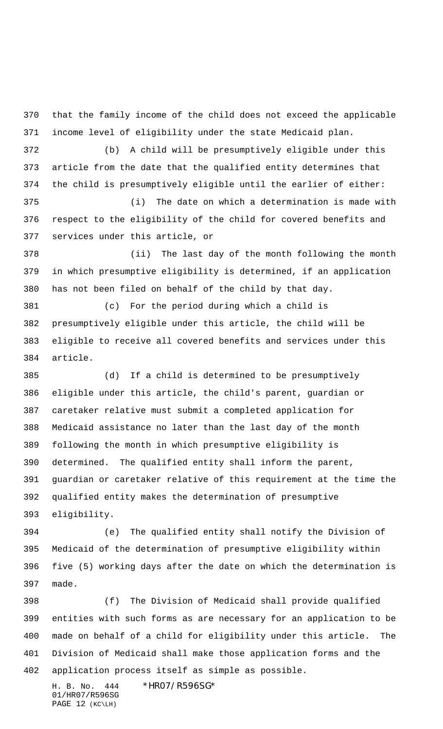that the family income of the child does not exceed the applicable income level of eligibility under the state Medicaid plan.

(b) A child will be presumptively eligible under this article from the date that the qualified entity determines that the child is presumptively eligible until the earlier of either:

(i) The date on which a determination is made with respect to the eligibility of the child for covered benefits and services under this article, or

(ii) The last day of the month following the month in which presumptive eligibility is determined, if an application has not been filed on behalf of the child by that day.

(c) For the period during which a child is presumptively eligible under this article, the child will be eligible to receive all covered benefits and services under this article.

(d) If a child is determined to be presumptively eligible under this article, the child's parent, guardian or caretaker relative must submit a completed application for Medicaid assistance no later than the last day of the month following the month in which presumptive eligibility is determined. The qualified entity shall inform the parent, guardian or caretaker relative of this requirement at the time the qualified entity makes the determination of presumptive eligibility.

(e) The qualified entity shall notify the Division of Medicaid of the determination of presumptive eligibility within five (5) working days after the date on which the determination is made.

(f) The Division of Medicaid shall provide qualified entities with such forms as are necessary for an application to be made on behalf of a child for eligibility under this article. The Division of Medicaid shall make those application forms and the application process itself as simple as possible.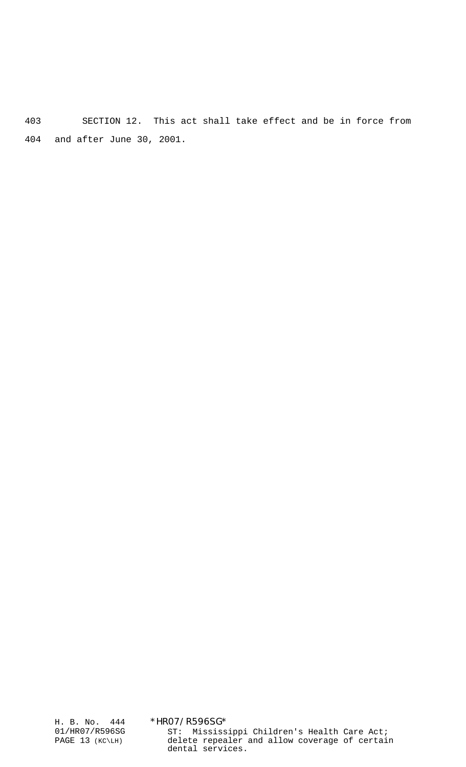403 SECTION 12. This act shall take effect and be in force from
404 and after June 30, 2001.